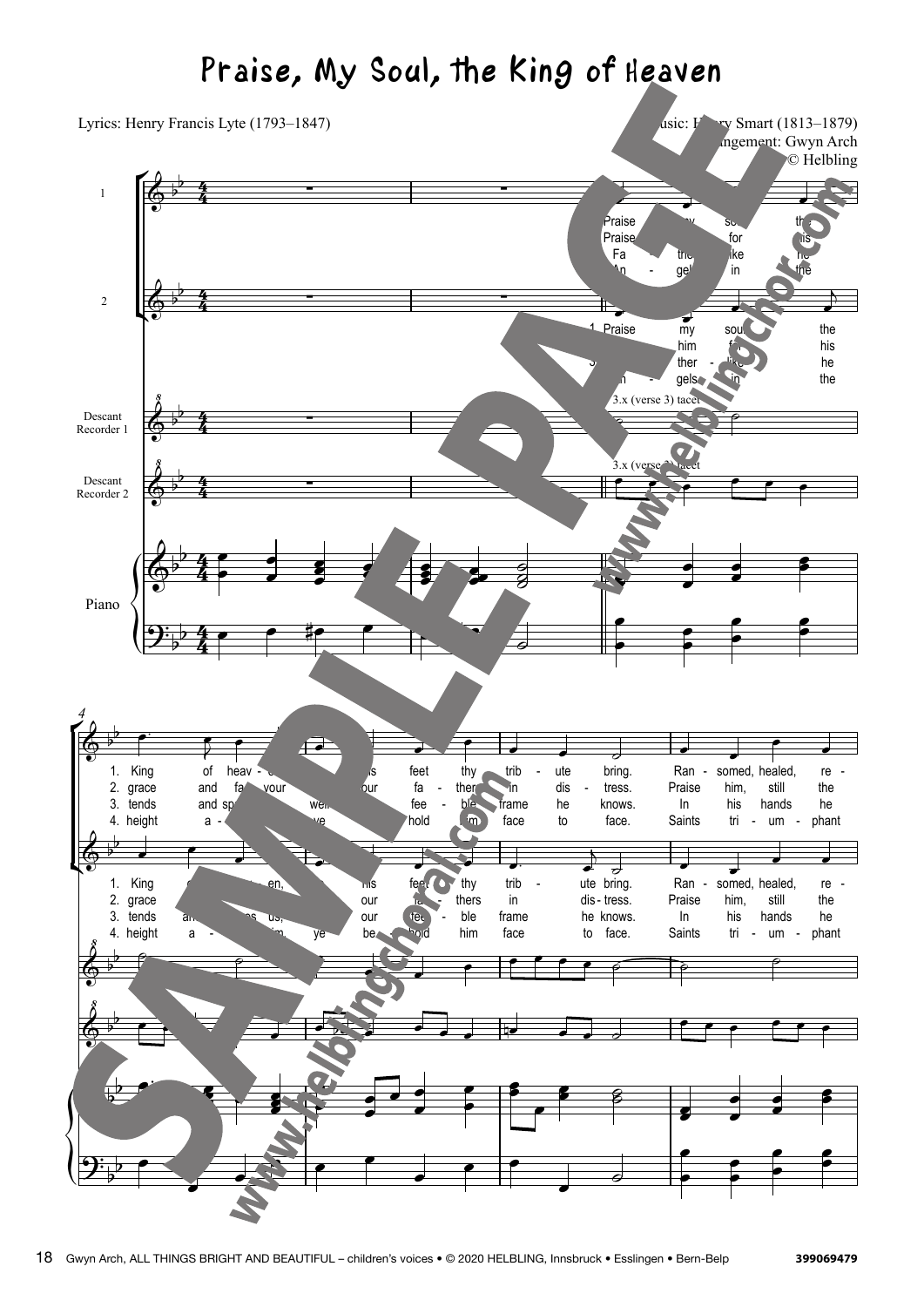# Praise, My Soul, the King of Heaven

Lyrics: Henry Francis Lyte (1793–1847)

Music: Henry Smart (1813–1879)
Arrangement: Gwyn Arch
© Helbling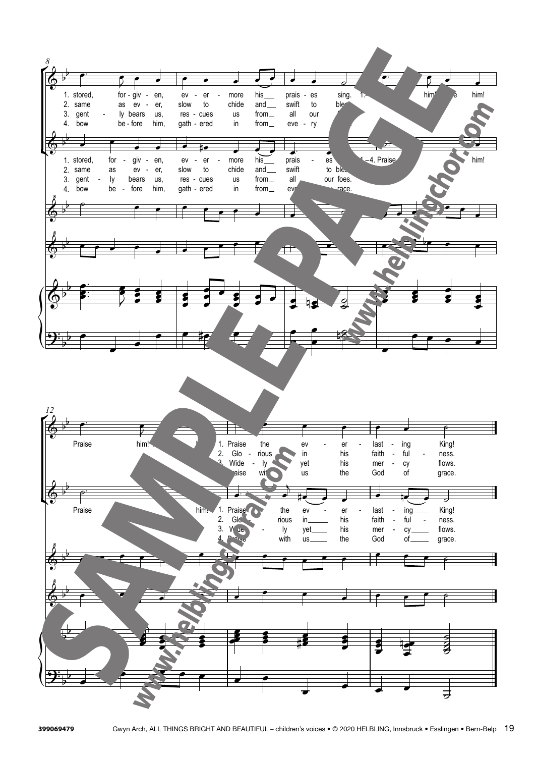1. stored, for - giv - en, ev - er - more his praises sing.
2. same as ev - er, slow to chide and swift to bless.
3. gent - ly bears us, res - cues us from all our foes.
4. bow be - fore him, gath - ered in from eve - ry race.

1.–4. Praise him! Praise him! Praise him! Praise him!

1. Praise the ev - er - last - ing King!
2. Glo - rious in his faith - ful - ness.
3. Wide - ly yet his mer - cy flows.
4. Praise with us the God of grace.